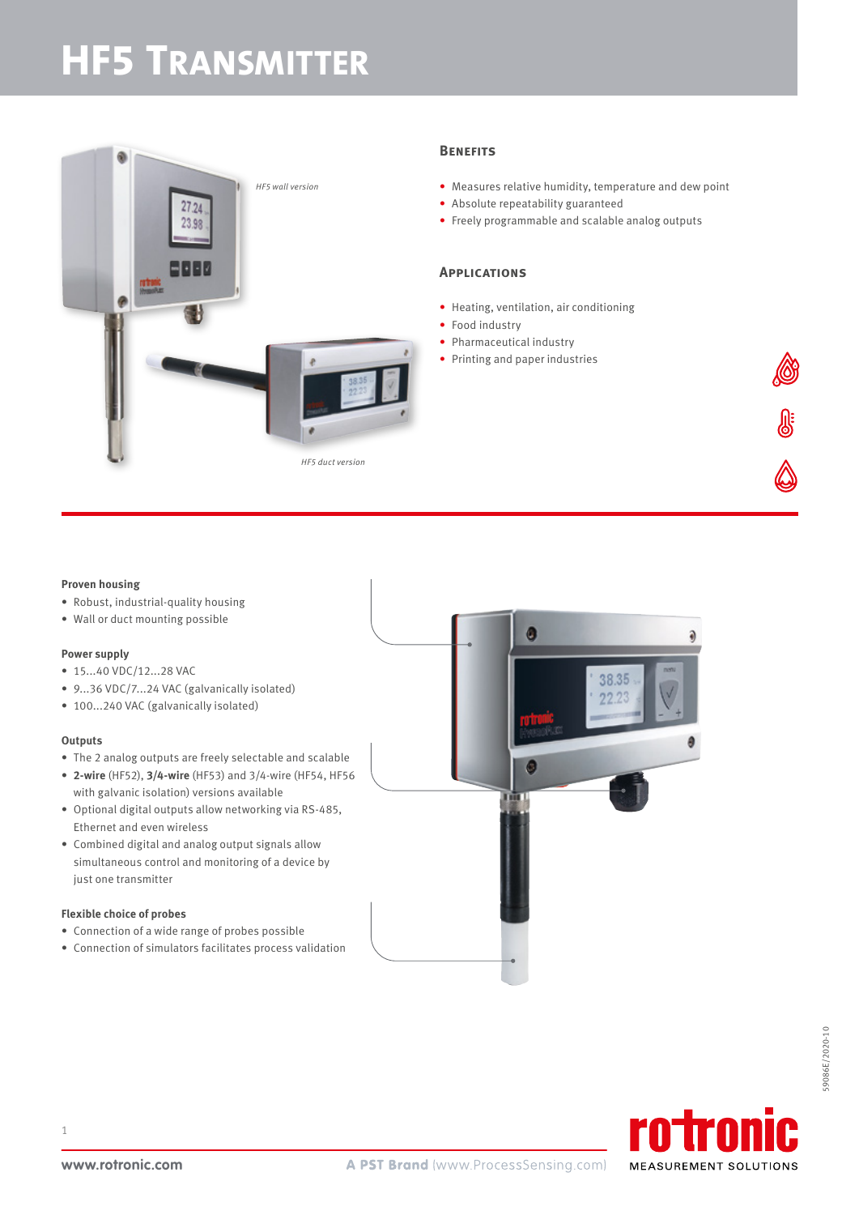# HF5 Transmitter

*HF5 wall version*

*HF5 duct version*

### Benefits

- Measures relative humidity, temperature and dew point
- Absolute repeatability guaranteed
- Freely programmable and scalable analog outputs

### Applications

- Heating, ventilation, air conditioning
- Food industry
- Pharmaceutical industry
- Printing and paper industries

**Proven housing**

- Robust, industrial-quality housing
- Wall or duct mounting possible

**Power supply**

- 15...40 VDC/12...28 VAC
- 9...36 VDC/7...24 VAC (galvanically isolated)
- 100...240 VAC (galvanically isolated)

**Outputs**

- The 2 analog outputs are freely selectable and scalable
- **2-wire** (HF52), **3/4-wire** (HF53) and 3/4-wire (HF54, HF56 with galvanic isolation) versions available
- Optional digital outputs allow networking via RS-485, Ethernet and even wireless
- Combined digital and analog output signals allow simultaneous control and monitoring of a device by just one transmitter

**Flexible choice of probes**

- Connection of a wide range of probes possible
- Connection of simulators facilitates process validation

59086E/2020-10

www.rotronic.com

A PST Brand (www.ProcessSensing.com)

rotronic MEASUREMENT SOLUTIONS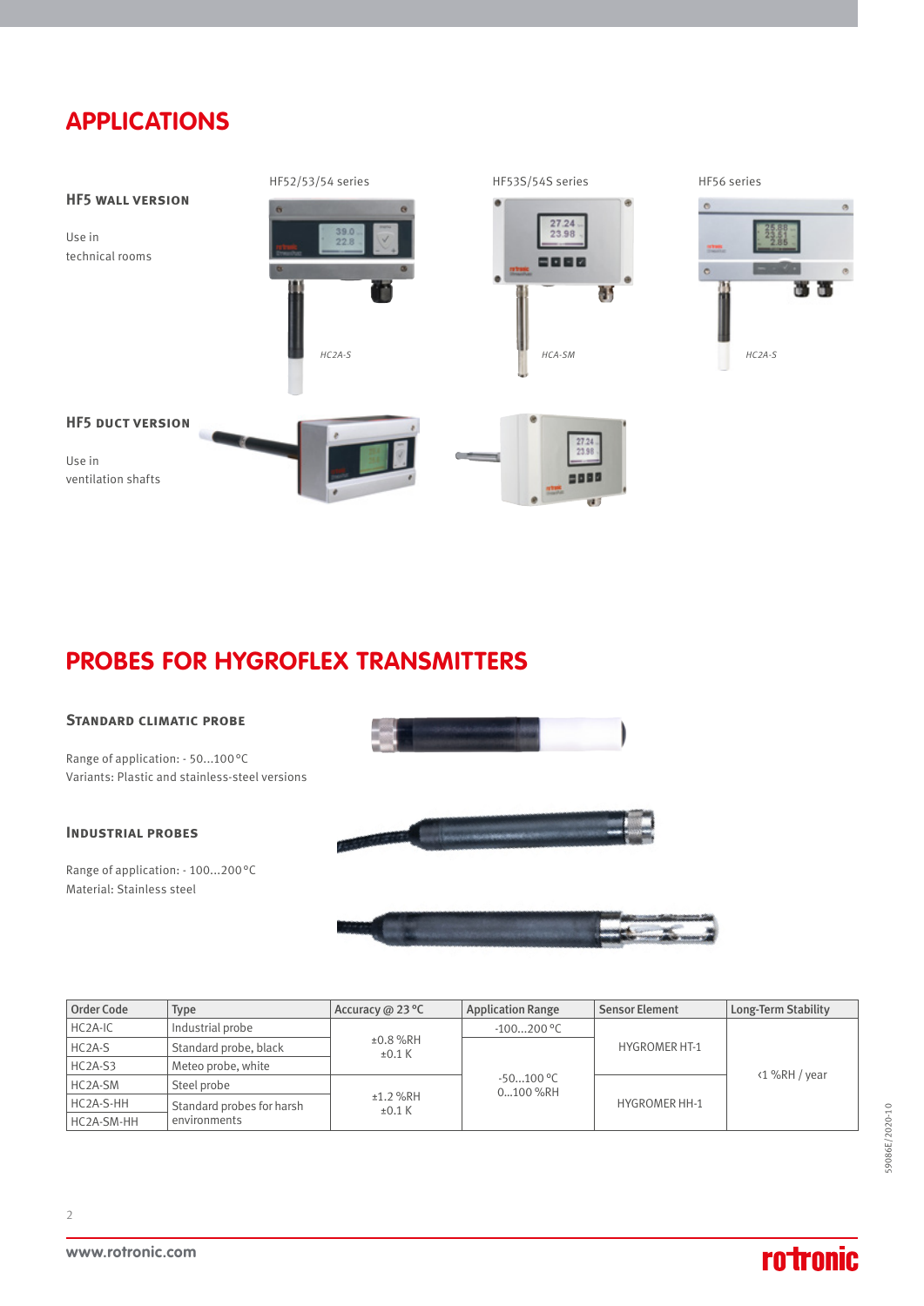## APPLICATIONS

### HF5 WALL VERSION

Use in
technical rooms

HF52/53/54 series

HC2A-S

HF53S/54S series

HCA-SM

HF56 series

HC2A-S

### HF5 DUCT VERSION

Use in
ventilation shafts

## PROBES FOR HYGROFLEX TRANSMITTERS

### STANDARD CLIMATIC PROBE

Range of application: - 50...100 °C
Variants: Plastic and stainless-steel versions

### INDUSTRIAL PROBES

Range of application: - 100...200 °C
Material: Stainless steel

| Order Code | Type | Accuracy @ 23 °C | Application Range | Sensor Element | Long-Term Stability |
|---|---|---|---|---|---|
| HC2A-IC | Industrial probe | ±0.8 %RH<br>±0.1 K | -100...200 °C | HYGROMER HT-1 | <1 %RH / year |
| HC2A-S | Standard probe, black | | -50...100 °C<br>0...100 %RH | | |
| HC2A-S3 | Meteo probe, white | | | | |
| HC2A-SM | Steel probe | ±1.2 %RH<br>±0.1 K | | HYGROMER HH-1 | |
| HC2A-S-HH | Standard probes for harsh environments | | | | |
| HC2A-SM-HH | | | | | |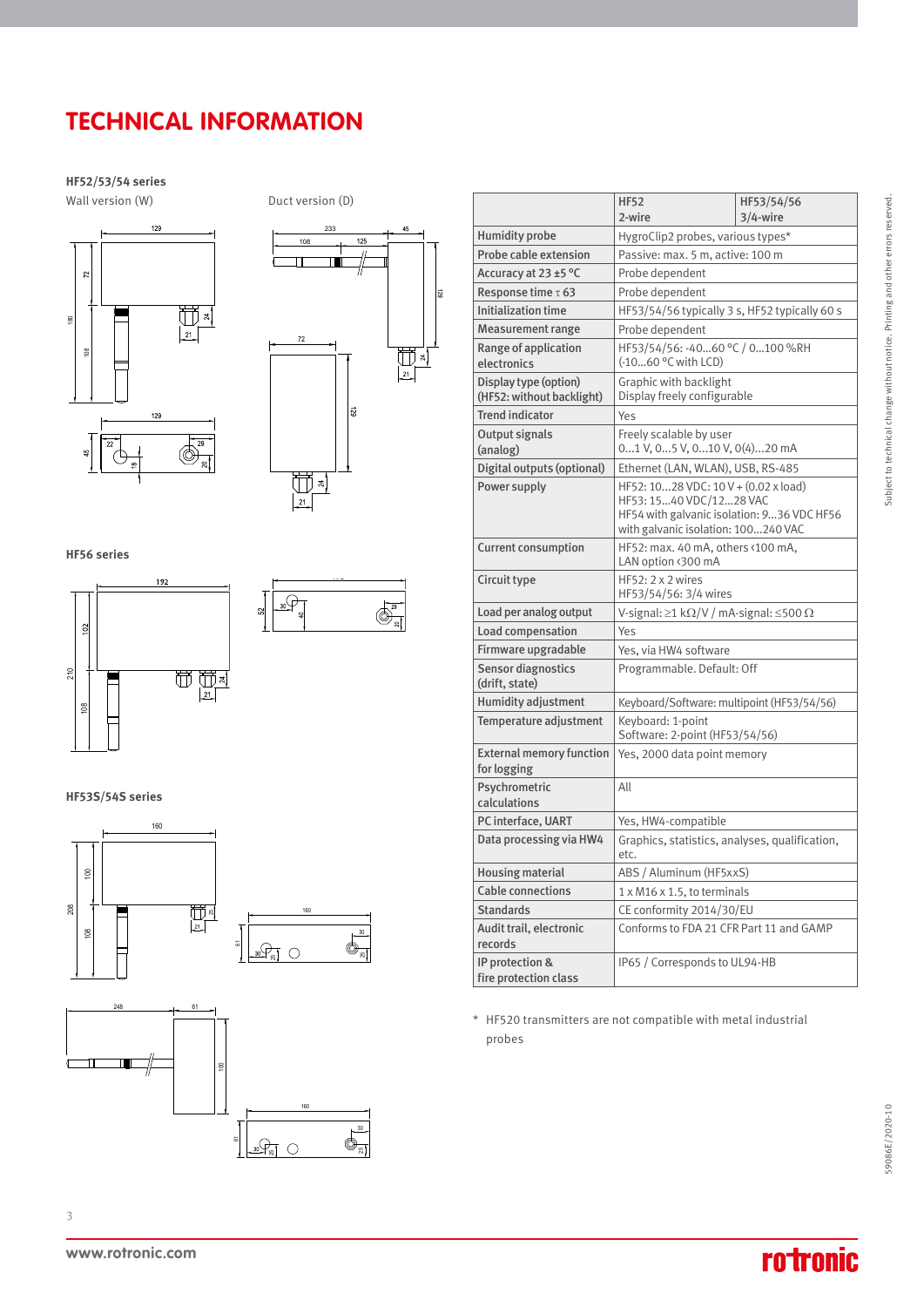# TECHNICAL INFORMATION

**HF52/53/54 series**

Wall version (W)

Duct version (D)

**HF56 series**

**HF53S/54S series**

| | HF52 2-wire | HF53/54/56 3/4-wire |
|---|---|---|
| Humidity probe | HygroClip2 probes, various types* | |
| Probe cable extension | Passive: max. 5 m, active: 100 m | |
| Accuracy at 23 ±5 °C | Probe dependent | |
| Response time τ 63 | Probe dependent | |
| Initialization time | HF53/54/56 typically 3 s, HF52 typically 60 s | |
| Measurement range | Probe dependent | |
| Range of application electronics | HF53/54/56: -40…60 °C / 0…100 %RH (-10…60 °C with LCD) | |
| Display type (option) (HF52: without backlight) | Graphic with backlight Display freely configurable | |
| Trend indicator | Yes | |
| Output signals (analog) | Freely scalable by user 0…1 V, 0…5 V, 0…10 V, 0(4)…20 mA | |
| Digital outputs (optional) | Ethernet (LAN, WLAN), USB, RS-485 | |
| Power supply | HF52: 10…28 VDC: 10 V + (0.02 x load) HF53: 15…40 VDC/12…28 VAC HF54 with galvanic isolation: 9…36 VDC HF56 with galvanic isolation: 100…240 VAC | |
| Current consumption | HF52: max. 40 mA, others <100 mA, LAN option <300 mA | |
| Circuit type | HF52: 2 x 2 wires HF53/54/56: 3/4 wires | |
| Load per analog output | V-signal: ≥1 kΩ/V / mA-signal: ≤500 Ω | |
| Load compensation | Yes | |
| Firmware upgradable | Yes, via HW4 software | |
| Sensor diagnostics (drift, state) | Programmable. Default: Off | |
| Humidity adjustment | Keyboard/Software: multipoint (HF53/54/56) | |
| Temperature adjustment | Keyboard: 1-point Software: 2-point (HF53/54/56) | |
| External memory function for logging | Yes, 2000 data point memory | |
| Psychrometric calculations | All | |
| PC interface, UART | Yes, HW4-compatible | |
| Data processing via HW4 | Graphics, statistics, analyses, qualification, etc. | |
| Housing material | ABS / Aluminum (HF5xxS) | |
| Cable connections | 1 x M16 x 1.5, to terminals | |
| Standards | CE conformity 2014/30/EU | |
| Audit trail, electronic records | Conforms to FDA 21 CFR Part 11 and GAMP | |
| IP protection & fire protection class | IP65 / Corresponds to UL94-HB | |

* HF520 transmitters are not compatible with metal industrial probes